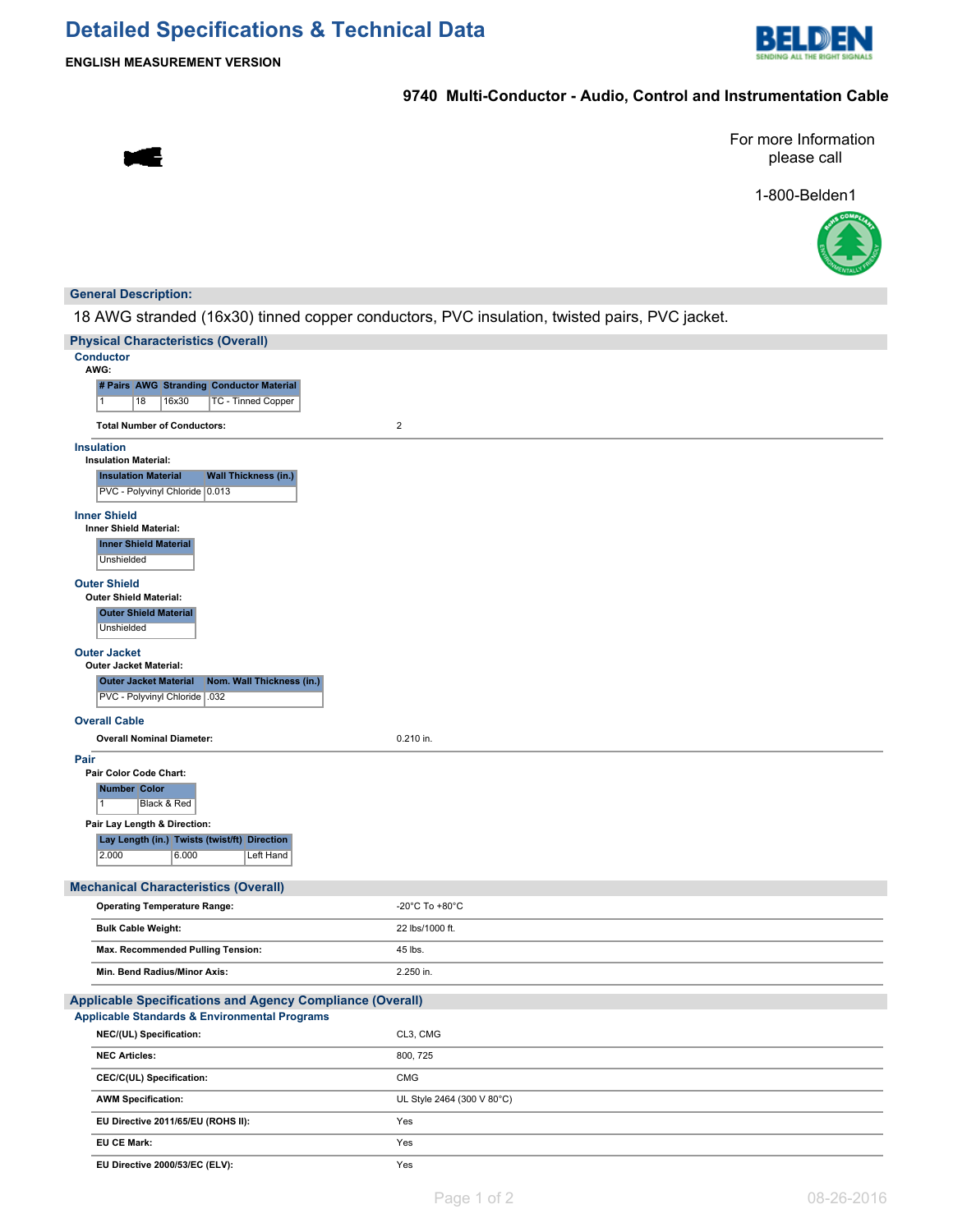# Detailed Specifications & Technical Data

**ENGLISH MEASUREMENT VERSION**

## 9740 Multi-Conductor - Audio, Control and Instrumentation Cable

For more Information please call

1-800-Belden1

## General Description:

18 AWG stranded (16x30) tinned copper conductors, PVC insulation, twisted pairs, PVC jacket.

## Physical Characteristics (Overall)

### Conductor

**AWG:**

| # Pairs | AWG | Stranding | Conductor Material |
|---|---|---|---|
| 1 | 18 | 16x30 | TC - Tinned Copper |

**Total Number of Conductors:** 2

### Insulation

**Insulation Material:**

| Insulation Material | Wall Thickness (in.) |
|---|---|
| PVC - Polyvinyl Chloride | 0.013 |

### Inner Shield

**Inner Shield Material:**

| Inner Shield Material |
|---|
| Unshielded |

### Outer Shield

**Outer Shield Material:**

| Outer Shield Material |
|---|
| Unshielded |

### Outer Jacket

**Outer Jacket Material:**

| Outer Jacket Material | Nom. Wall Thickness (in.) |
|---|---|
| PVC - Polyvinyl Chloride | .032 |

### Overall Cable

**Overall Nominal Diameter:** 0.210 in.

### Pair

**Pair Color Code Chart:**

| Number | Color |
|---|---|
| 1 | Black & Red |

**Pair Lay Length & Direction:**

| Lay Length (in.) | Twists (twist/ft) | Direction |
|---|---|---|
| 2.000 | 6.000 | Left Hand |

## Mechanical Characteristics (Overall)

| | |
|---|---|
| **Operating Temperature Range:** | -20°C To +80°C |
| **Bulk Cable Weight:** | 22 lbs/1000 ft. |
| **Max. Recommended Pulling Tension:** | 45 lbs. |
| **Min. Bend Radius/Minor Axis:** | 2.250 in. |

## Applicable Specifications and Agency Compliance (Overall)

### Applicable Standards & Environmental Programs

| | |
|---|---|
| **NEC/(UL) Specification:** | CL3, CMG |
| **NEC Articles:** | 800, 725 |
| **CEC/C(UL) Specification:** | CMG |
| **AWM Specification:** | UL Style 2464 (300 V 80°C) |
| **EU Directive 2011/65/EU (ROHS II):** | Yes |
| **EU CE Mark:** | Yes |
| **EU Directive 2000/53/EC (ELV):** | Yes |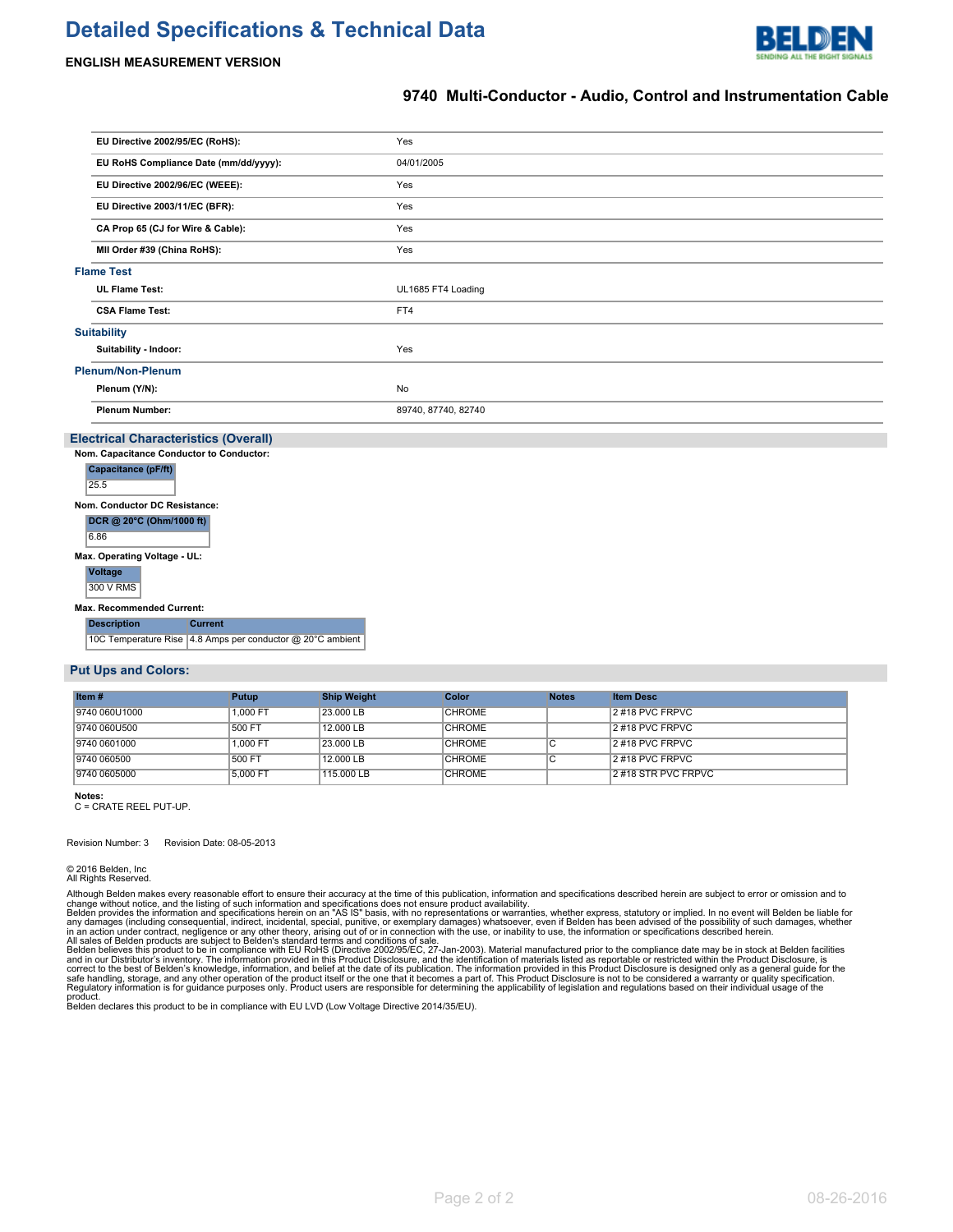# Detailed Specifications & Technical Data

**ENGLISH MEASUREMENT VERSION**

## 9740 Multi-Conductor - Audio, Control and Instrumentation Cable

| | |
|---|---|
| **EU Directive 2002/95/EC (RoHS):** | Yes |
| **EU RoHS Compliance Date (mm/dd/yyyy):** | 04/01/2005 |
| **EU Directive 2002/96/EC (WEEE):** | Yes |
| **EU Directive 2003/11/EC (BFR):** | Yes |
| **CA Prop 65 (CJ for Wire & Cable):** | Yes |
| **MII Order #39 (China RoHS):** | Yes |

### Flame Test

| | |
|---|---|
| **UL Flame Test:** | UL1685 FT4 Loading |
| **CSA Flame Test:** | FT4 |

### Suitability

| | |
|---|---|
| **Suitability - Indoor:** | Yes |

### Plenum/Non-Plenum

| | |
|---|---|
| **Plenum (Y/N):** | No |
| **Plenum Number:** | 89740, 87740, 82740 |

## Electrical Characteristics (Overall)

**Nom. Capacitance Conductor to Conductor:**

| Capacitance (pF/ft) |
|---|
| 25.5 |

**Nom. Conductor DC Resistance:**

| DCR @ 20°C (Ohm/1000 ft) |
|---|
| 6.86 |

**Max. Operating Voltage - UL:**

| Voltage |
|---|
| 300 V RMS |

**Max. Recommended Current:**

| Description | Current |
|---|---|
| 10C Temperature Rise | 4.8 Amps per conductor @ 20°C ambient |

## Put Ups and Colors:

| Item # | Putup | Ship Weight | Color | Notes | Item Desc |
|---|---|---|---|---|---|
| 9740 060U1000 | 1,000 FT | 23.000 LB | CHROME | | 2 #18 PVC FRPVC |
| 9740 060U500 | 500 FT | 12.000 LB | CHROME | | 2 #18 PVC FRPVC |
| 9740 0601000 | 1,000 FT | 23.000 LB | CHROME | C | 2 #18 PVC FRPVC |
| 9740 060500 | 500 FT | 12.000 LB | CHROME | C | 2 #18 PVC FRPVC |
| 9740 0605000 | 5,000 FT | 115.000 LB | CHROME | | 2 #18 STR PVC FRPVC |

**Notes:**
C = CRATE REEL PUT-UP.

Revision Number: 3 Revision Date: 08-05-2013

© 2016 Belden, Inc
All Rights Reserved.

Although Belden makes every reasonable effort to ensure their accuracy at the time of this publication, information and specifications described herein are subject to error or omission and to change without notice, and the listing of such information and specifications does not ensure product availability.
Belden provides the information and specifications herein on an "AS IS" basis, with no representations or warranties, whether express, statutory or implied. In no event will Belden be liable for any damages (including consequential, indirect, incidental, special, punitive, or exemplary damages) whatsoever, even if Belden has been advised of the possibility of such damages, whether in an action under contract, negligence or any other theory, arising out of or in connection with the use, or inability to use, the information or specifications described herein.
All sales of Belden products are subject to Belden's standard terms and conditions of sale.
Belden believes this product to be in compliance with EU RoHS (Directive 2002/95/EC, 27-Jan-2003). Material manufactured prior to the compliance date may be in stock at Belden facilities and in our Distributor's inventory. The information provided in this Product Disclosure, and the identification of materials listed as reportable or restricted within the Product Disclosure, is correct to the best of Belden's knowledge, information, and belief at the date of its publication. The information provided in this Product Disclosure is designed only as a general guide for the safe handling, storage, and any other operation of the product itself or the one that it becomes a part of. This Product Disclosure is not to be considered a warranty or quality specification. Regulatory information is for guidance purposes only. Product users are responsible for determining the applicability of legislation and regulations based on their individual usage of the product.
Belden declares this product to be in compliance with EU LVD (Low Voltage Directive 2014/35/EU).